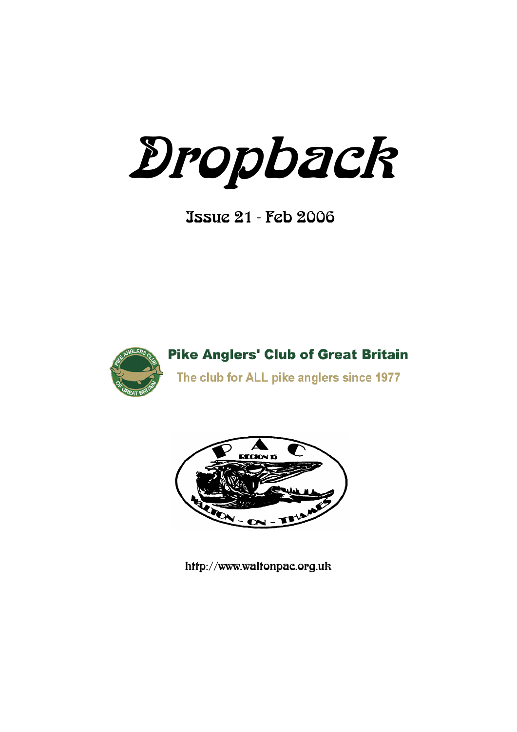# Dropback

## Issue 21 - Feb 2006

**Pike Anglers' Club of Great Britain**

The club for ALL pike anglers since 1977

PAC

REGION 15

WALTON - ON - THAMES

http://www.waltonpac.org.uk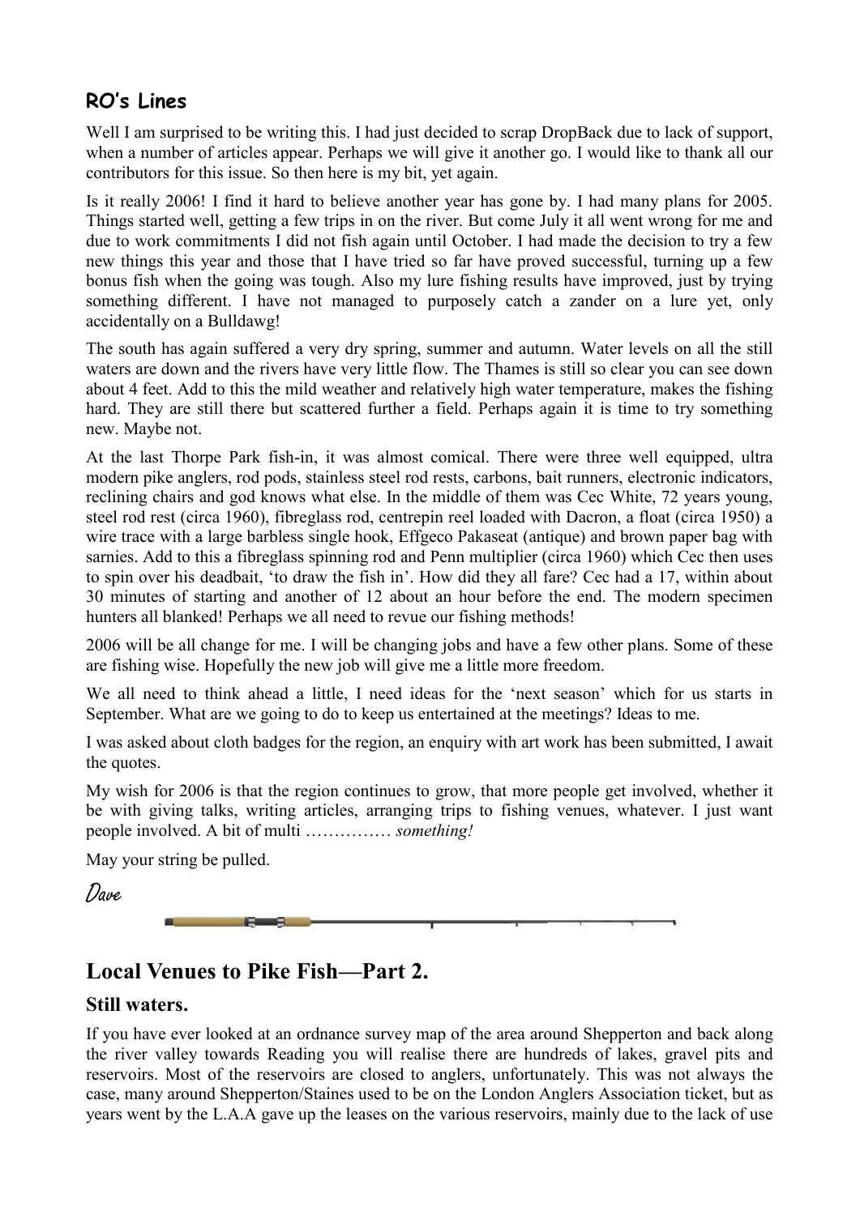### RO's Lines

Well I am surprised to be writing this. I had just decided to scrap DropBack due to lack of support, when a number of articles appear. Perhaps we will give it another go. I would like to thank all our contributors for this issue. So then here is my bit, yet again.

Is it really 2006! I find it hard to believe another year has gone by. I had many plans for 2005. Things started well, getting a few trips in on the river. But come July it all went wrong for me and due to work commitments I did not fish again until October. I had made the decision to try a few new things this year and those that I have tried so far have proved successful, turning up a few bonus fish when the going was tough. Also my lure fishing results have improved, just by trying something different. I have not managed to purposely catch a zander on a lure yet, only accidentally on a Bulldawg!

The south has again suffered a very dry spring, summer and autumn. Water levels on all the still waters are down and the rivers have very little flow. The Thames is still so clear you can see down about 4 feet. Add to this the mild weather and relatively high water temperature, makes the fishing hard. They are still there but scattered further a field. Perhaps again it is time to try something new. Maybe not.

At the last Thorpe Park fish-in, it was almost comical. There were three well equipped, ultra modern pike anglers, rod pods, stainless steel rod rests, carbons, bait runners, electronic indicators, reclining chairs and god knows what else. In the middle of them was Cec White, 72 years young, steel rod rest (circa 1960), fibreglass rod, centrepin reel loaded with Dacron, a float (circa 1950) a wire trace with a large barbless single hook, Effgeco Pakaseat (antique) and brown paper bag with sarnies. Add to this a fibreglass spinning rod and Penn multiplier (circa 1960) which Cec then uses to spin over his deadbait, 'to draw the fish in'. How did they all fare? Cec had a 17, within about 30 minutes of starting and another of 12 about an hour before the end. The modern specimen hunters all blanked! Perhaps we all need to revue our fishing methods!

2006 will be all change for me. I will be changing jobs and have a few other plans. Some of these are fishing wise. Hopefully the new job will give me a little more freedom.

We all need to think ahead a little, I need ideas for the 'next season' which for us starts in September. What are we going to do to keep us entertained at the meetings? Ideas to me.

I was asked about cloth badges for the region, an enquiry with art work has been submitted, I await the quotes.

My wish for 2006 is that the region continues to grow, that more people get involved, whether it be with giving talks, writing articles, arranging trips to fishing venues, whatever. I just want people involved. A bit of multi …………… *something!*

May your string be pulled.

*Dave*

## Local Venues to Pike Fish—Part 2.

### Still waters.

If you have ever looked at an ordnance survey map of the area around Shepperton and back along the river valley towards Reading you will realise there are hundreds of lakes, gravel pits and reservoirs. Most of the reservoirs are closed to anglers, unfortunately. This was not always the case, many around Shepperton/Staines used to be on the London Anglers Association ticket, but as years went by the L.A.A gave up the leases on the various reservoirs, mainly due to the lack of use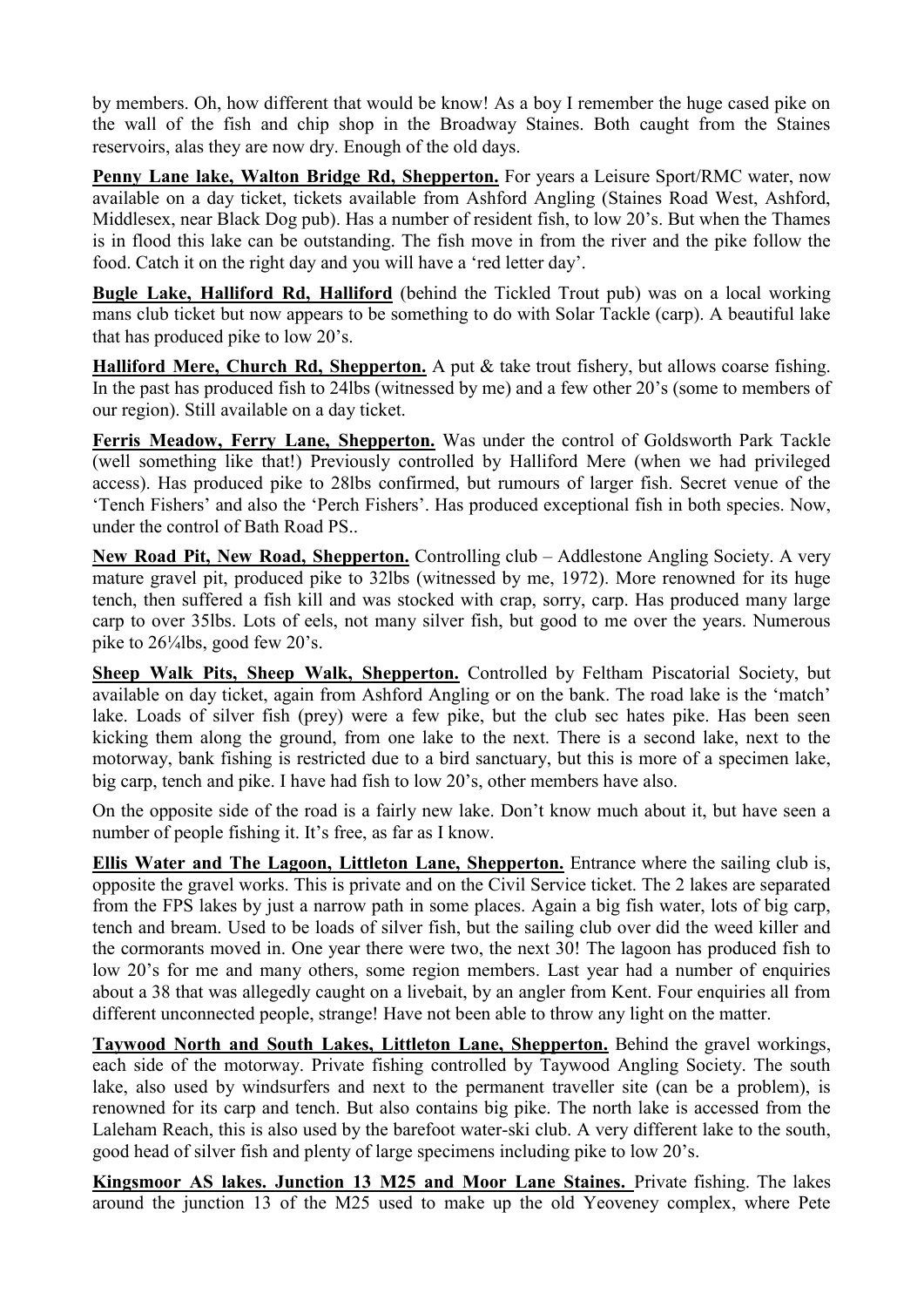by members. Oh, how different that would be know! As a boy I remember the huge cased pike on the wall of the fish and chip shop in the Broadway Staines. Both caught from the Staines reservoirs, alas they are now dry. Enough of the old days.

**Penny Lane lake, Walton Bridge Rd, Shepperton.** For years a Leisure Sport/RMC water, now available on a day ticket, tickets available from Ashford Angling (Staines Road West, Ashford, Middlesex, near Black Dog pub). Has a number of resident fish, to low 20's. But when the Thames is in flood this lake can be outstanding. The fish move in from the river and the pike follow the food. Catch it on the right day and you will have a 'red letter day'.

**Bugle Lake, Halliford Rd, Halliford** (behind the Tickled Trout pub) was on a local working mans club ticket but now appears to be something to do with Solar Tackle (carp). A beautiful lake that has produced pike to low 20's.

**Halliford Mere, Church Rd, Shepperton.** A put & take trout fishery, but allows coarse fishing. In the past has produced fish to 24lbs (witnessed by me) and a few other 20's (some to members of our region). Still available on a day ticket.

**Ferris Meadow, Ferry Lane, Shepperton.** Was under the control of Goldsworth Park Tackle (well something like that!) Previously controlled by Halliford Mere (when we had privileged access). Has produced pike to 28lbs confirmed, but rumours of larger fish. Secret venue of the 'Tench Fishers' and also the 'Perch Fishers'. Has produced exceptional fish in both species. Now, under the control of Bath Road PS..

**New Road Pit, New Road, Shepperton.** Controlling club – Addlestone Angling Society. A very mature gravel pit, produced pike to 32lbs (witnessed by me, 1972). More renowned for its huge tench, then suffered a fish kill and was stocked with crap, sorry, carp. Has produced many large carp to over 35lbs. Lots of eels, not many silver fish, but good to me over the years. Numerous pike to 26¼lbs, good few 20's.

**Sheep Walk Pits, Sheep Walk, Shepperton.** Controlled by Feltham Piscatorial Society, but available on day ticket, again from Ashford Angling or on the bank. The road lake is the 'match' lake. Loads of silver fish (prey) were a few pike, but the club sec hates pike. Has been seen kicking them along the ground, from one lake to the next. There is a second lake, next to the motorway, bank fishing is restricted due to a bird sanctuary, but this is more of a specimen lake, big carp, tench and pike. I have had fish to low 20's, other members have also.

On the opposite side of the road is a fairly new lake. Don't know much about it, but have seen a number of people fishing it. It's free, as far as I know.

**Ellis Water and The Lagoon, Littleton Lane, Shepperton.** Entrance where the sailing club is, opposite the gravel works. This is private and on the Civil Service ticket. The 2 lakes are separated from the FPS lakes by just a narrow path in some places. Again a big fish water, lots of big carp, tench and bream. Used to be loads of silver fish, but the sailing club over did the weed killer and the cormorants moved in. One year there were two, the next 30! The lagoon has produced fish to low 20's for me and many others, some region members. Last year had a number of enquiries about a 38 that was allegedly caught on a livebait, by an angler from Kent. Four enquiries all from different unconnected people, strange! Have not been able to throw any light on the matter.

**Taywood North and South Lakes, Littleton Lane, Shepperton.** Behind the gravel workings, each side of the motorway. Private fishing controlled by Taywood Angling Society. The south lake, also used by windsurfers and next to the permanent traveller site (can be a problem), is renowned for its carp and tench. But also contains big pike. The north lake is accessed from the Laleham Reach, this is also used by the barefoot water-ski club. A very different lake to the south, good head of silver fish and plenty of large specimens including pike to low 20's.

**Kingsmoor AS lakes. Junction 13 M25 and Moor Lane Staines.** Private fishing. The lakes around the junction 13 of the M25 used to make up the old Yeoveney complex, where Pete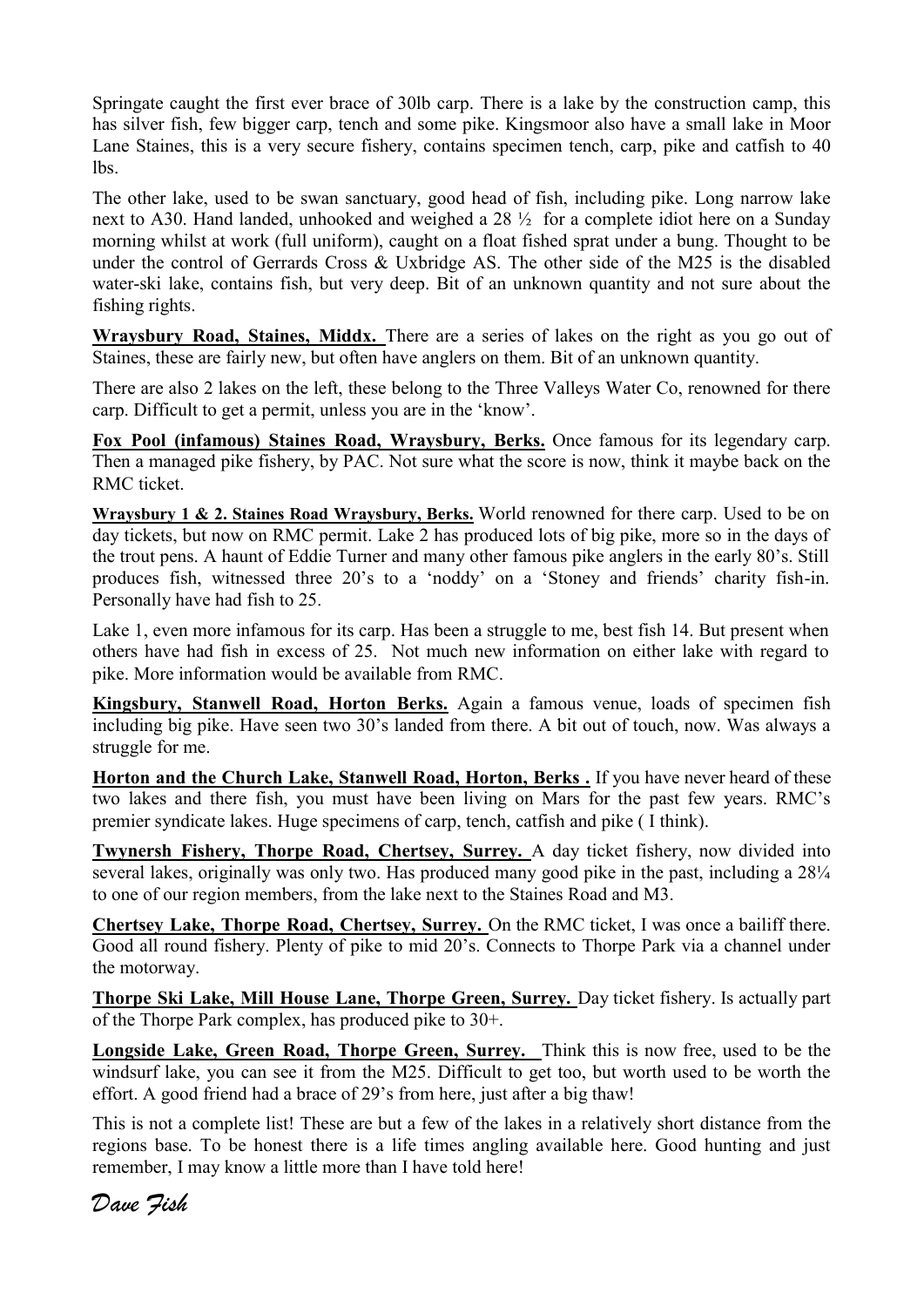Springate caught the first ever brace of 30lb carp. There is a lake by the construction camp, this has silver fish, few bigger carp, tench and some pike. Kingsmoor also have a small lake in Moor Lane Staines, this is a very secure fishery, contains specimen tench, carp, pike and catfish to 40 lbs.

The other lake, used to be swan sanctuary, good head of fish, including pike. Long narrow lake next to A30. Hand landed, unhooked and weighed a 28 ½ for a complete idiot here on a Sunday morning whilst at work (full uniform), caught on a float fished sprat under a bung. Thought to be under the control of Gerrards Cross & Uxbridge AS. The other side of the M25 is the disabled water-ski lake, contains fish, but very deep. Bit of an unknown quantity and not sure about the fishing rights.

**Wraysbury Road, Staines, Middx.** There are a series of lakes on the right as you go out of Staines, these are fairly new, but often have anglers on them. Bit of an unknown quantity.

There are also 2 lakes on the left, these belong to the Three Valleys Water Co, renowned for there carp. Difficult to get a permit, unless you are in the 'know'.

**Fox Pool (infamous) Staines Road, Wraysbury, Berks.** Once famous for its legendary carp. Then a managed pike fishery, by PAC. Not sure what the score is now, think it maybe back on the RMC ticket.

**Wraysbury 1 & 2. Staines Road Wraysbury, Berks.** World renowned for there carp. Used to be on day tickets, but now on RMC permit. Lake 2 has produced lots of big pike, more so in the days of the trout pens. A haunt of Eddie Turner and many other famous pike anglers in the early 80's. Still produces fish, witnessed three 20's to a 'noddy' on a 'Stoney and friends' charity fish-in. Personally have had fish to 25.

Lake 1, even more infamous for its carp. Has been a struggle to me, best fish 14. But present when others have had fish in excess of 25. Not much new information on either lake with regard to pike. More information would be available from RMC.

**Kingsbury, Stanwell Road, Horton Berks.** Again a famous venue, loads of specimen fish including big pike. Have seen two 30's landed from there. A bit out of touch, now. Was always a struggle for me.

**Horton and the Church Lake, Stanwell Road, Horton, Berks .** If you have never heard of these two lakes and there fish, you must have been living on Mars for the past few years. RMC's premier syndicate lakes. Huge specimens of carp, tench, catfish and pike ( I think).

**Twynersh Fishery, Thorpe Road, Chertsey, Surrey.** A day ticket fishery, now divided into several lakes, originally was only two. Has produced many good pike in the past, including a 28¼ to one of our region members, from the lake next to the Staines Road and M3.

**Chertsey Lake, Thorpe Road, Chertsey, Surrey.** On the RMC ticket, I was once a bailiff there. Good all round fishery. Plenty of pike to mid 20's. Connects to Thorpe Park via a channel under the motorway.

**Thorpe Ski Lake, Mill House Lane, Thorpe Green, Surrey.** Day ticket fishery. Is actually part of the Thorpe Park complex, has produced pike to 30+.

**Longside Lake, Green Road, Thorpe Green, Surrey.** Think this is now free, used to be the windsurf lake, you can see it from the M25. Difficult to get too, but worth used to be worth the effort. A good friend had a brace of 29's from here, just after a big thaw!

This is not a complete list! These are but a few of the lakes in a relatively short distance from the regions base. To be honest there is a life times angling available here. Good hunting and just remember, I may know a little more than I have told here!

*Dave Fish*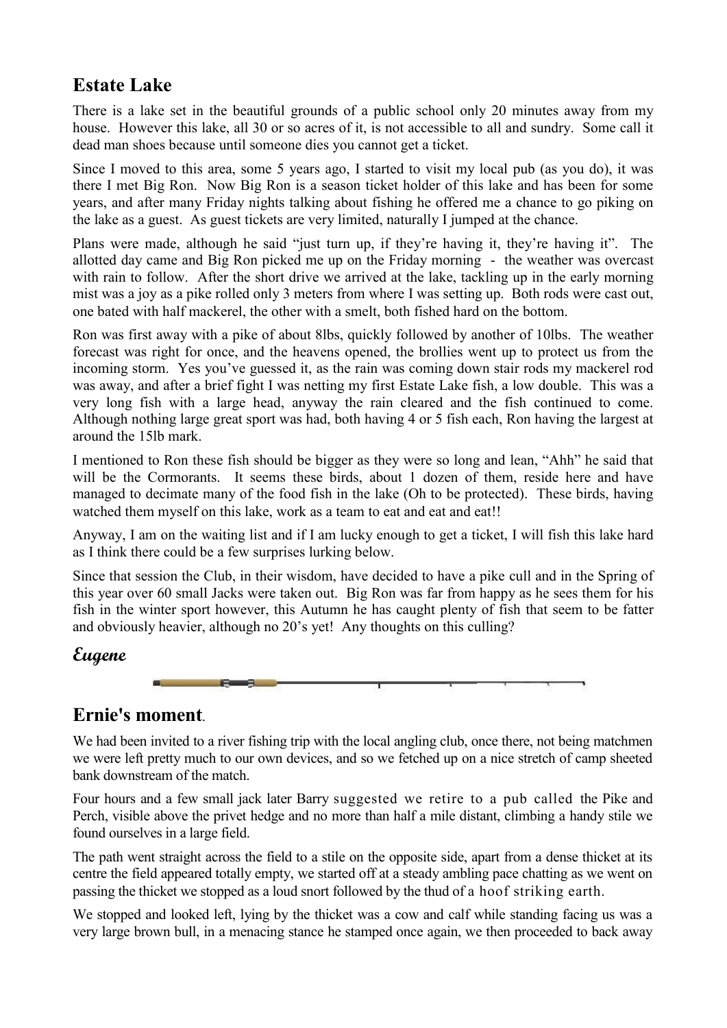## Estate Lake

There is a lake set in the beautiful grounds of a public school only 20 minutes away from my house. However this lake, all 30 or so acres of it, is not accessible to all and sundry. Some call it dead man shoes because until someone dies you cannot get a ticket.

Since I moved to this area, some 5 years ago, I started to visit my local pub (as you do), it was there I met Big Ron. Now Big Ron is a season ticket holder of this lake and has been for some years, and after many Friday nights talking about fishing he offered me a chance to go piking on the lake as a guest. As guest tickets are very limited, naturally I jumped at the chance.

Plans were made, although he said "just turn up, if they're having it, they're having it". The allotted day came and Big Ron picked me up on the Friday morning - the weather was overcast with rain to follow. After the short drive we arrived at the lake, tackling up in the early morning mist was a joy as a pike rolled only 3 meters from where I was setting up. Both rods were cast out, one bated with half mackerel, the other with a smelt, both fished hard on the bottom.

Ron was first away with a pike of about 8lbs, quickly followed by another of 10lbs. The weather forecast was right for once, and the heavens opened, the brollies went up to protect us from the incoming storm. Yes you've guessed it, as the rain was coming down stair rods my mackerel rod was away, and after a brief fight I was netting my first Estate Lake fish, a low double. This was a very long fish with a large head, anyway the rain cleared and the fish continued to come. Although nothing large great sport was had, both having 4 or 5 fish each, Ron having the largest at around the 15lb mark.

I mentioned to Ron these fish should be bigger as they were so long and lean, "Ahh" he said that will be the Cormorants. It seems these birds, about 1 dozen of them, reside here and have managed to decimate many of the food fish in the lake (Oh to be protected). These birds, having watched them myself on this lake, work as a team to eat and eat and eat!!

Anyway, I am on the waiting list and if I am lucky enough to get a ticket, I will fish this lake hard as I think there could be a few surprises lurking below.

Since that session the Club, in their wisdom, have decided to have a pike cull and in the Spring of this year over 60 small Jacks were taken out. Big Ron was far from happy as he sees them for his fish in the winter sport however, this Autumn he has caught plenty of fish that seem to be fatter and obviously heavier, although no 20's yet! Any thoughts on this culling?

***Eugene***

## Ernie's moment.

We had been invited to a river fishing trip with the local angling club, once there, not being matchmen we were left pretty much to our own devices, and so we fetched up on a nice stretch of camp sheeted bank downstream of the match.

Four hours and a few small jack later Barry suggested we retire to a pub called the Pike and Perch, visible above the privet hedge and no more than half a mile distant, climbing a handy stile we found ourselves in a large field.

The path went straight across the field to a stile on the opposite side, apart from a dense thicket at its centre the field appeared totally empty, we started off at a steady ambling pace chatting as we went on passing the thicket we stopped as a loud snort followed by the thud of a hoof striking earth.

We stopped and looked left, lying by the thicket was a cow and calf while standing facing us was a very large brown bull, in a menacing stance he stamped once again, we then proceeded to back away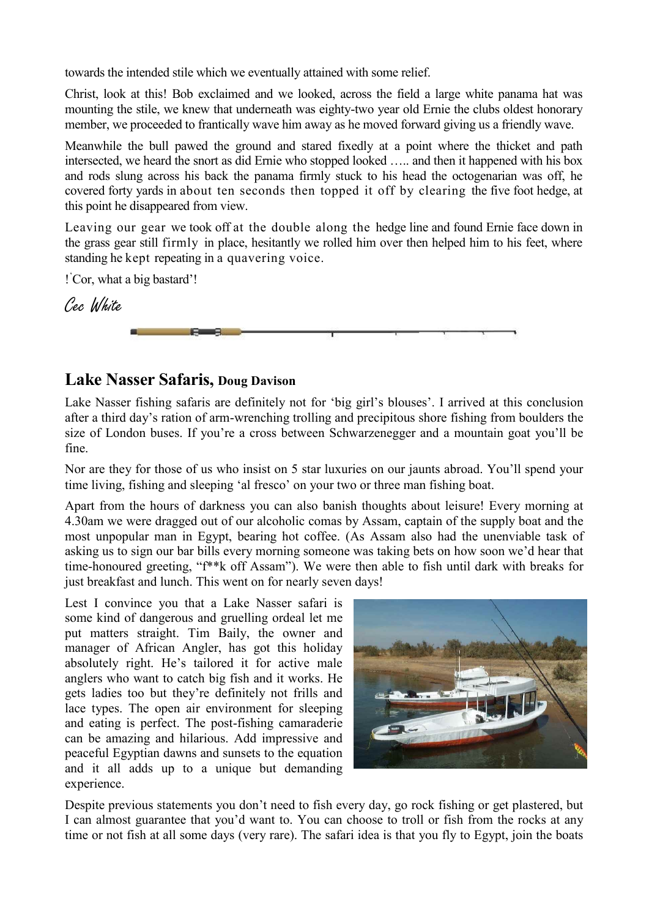towards the intended stile which we eventually attained with some relief.

Christ, look at this! Bob exclaimed and we looked, across the field a large white panama hat was mounting the stile, we knew that underneath was eighty-two year old Ernie the clubs oldest honorary member, we proceeded to frantically wave him away as he moved forward giving us a friendly wave.

Meanwhile the bull pawed the ground and stared fixedly at a point where the thicket and path intersected, we heard the snort as did Ernie who stopped looked ….. and then it happened with his box and rods slung across his back the panama firmly stuck to his head the octogenarian was off, he covered forty yards in about ten seconds then topped it off by clearing the five foot hedge, at this point he disappeared from view.

Leaving our gear we took off at the double along the hedge line and found Ernie face down in the grass gear still firmly in place, hesitantly we rolled him over then helped him to his feet, where standing he kept repeating in a quavering voice.

!`Cor, what a big bastard'!

*Cec White*

## Lake Nasser Safaris, Doug Davison

Lake Nasser fishing safaris are definitely not for 'big girl's blouses'. I arrived at this conclusion after a third day's ration of arm-wrenching trolling and precipitous shore fishing from boulders the size of London buses. If you're a cross between Schwarzenegger and a mountain goat you'll be fine.

Nor are they for those of us who insist on 5 star luxuries on our jaunts abroad. You'll spend your time living, fishing and sleeping 'al fresco' on your two or three man fishing boat.

Apart from the hours of darkness you can also banish thoughts about leisure! Every morning at 4.30am we were dragged out of our alcoholic comas by Assam, captain of the supply boat and the most unpopular man in Egypt, bearing hot coffee. (As Assam also had the unenviable task of asking us to sign our bar bills every morning someone was taking bets on how soon we'd hear that time-honoured greeting, "f**k off Assam"). We were then able to fish until dark with breaks for just breakfast and lunch. This went on for nearly seven days!

Lest I convince you that a Lake Nasser safari is some kind of dangerous and gruelling ordeal let me put matters straight. Tim Baily, the owner and manager of African Angler, has got this holiday absolutely right. He's tailored it for active male anglers who want to catch big fish and it works. He gets ladies too but they're definitely not frills and lace types. The open air environment for sleeping and eating is perfect. The post-fishing camaraderie can be amazing and hilarious. Add impressive and peaceful Egyptian dawns and sunsets to the equation and it all adds up to a unique but demanding experience.

Despite previous statements you don't need to fish every day, go rock fishing or get plastered, but I can almost guarantee that you'd want to. You can choose to troll or fish from the rocks at any time or not fish at all some days (very rare). The safari idea is that you fly to Egypt, join the boats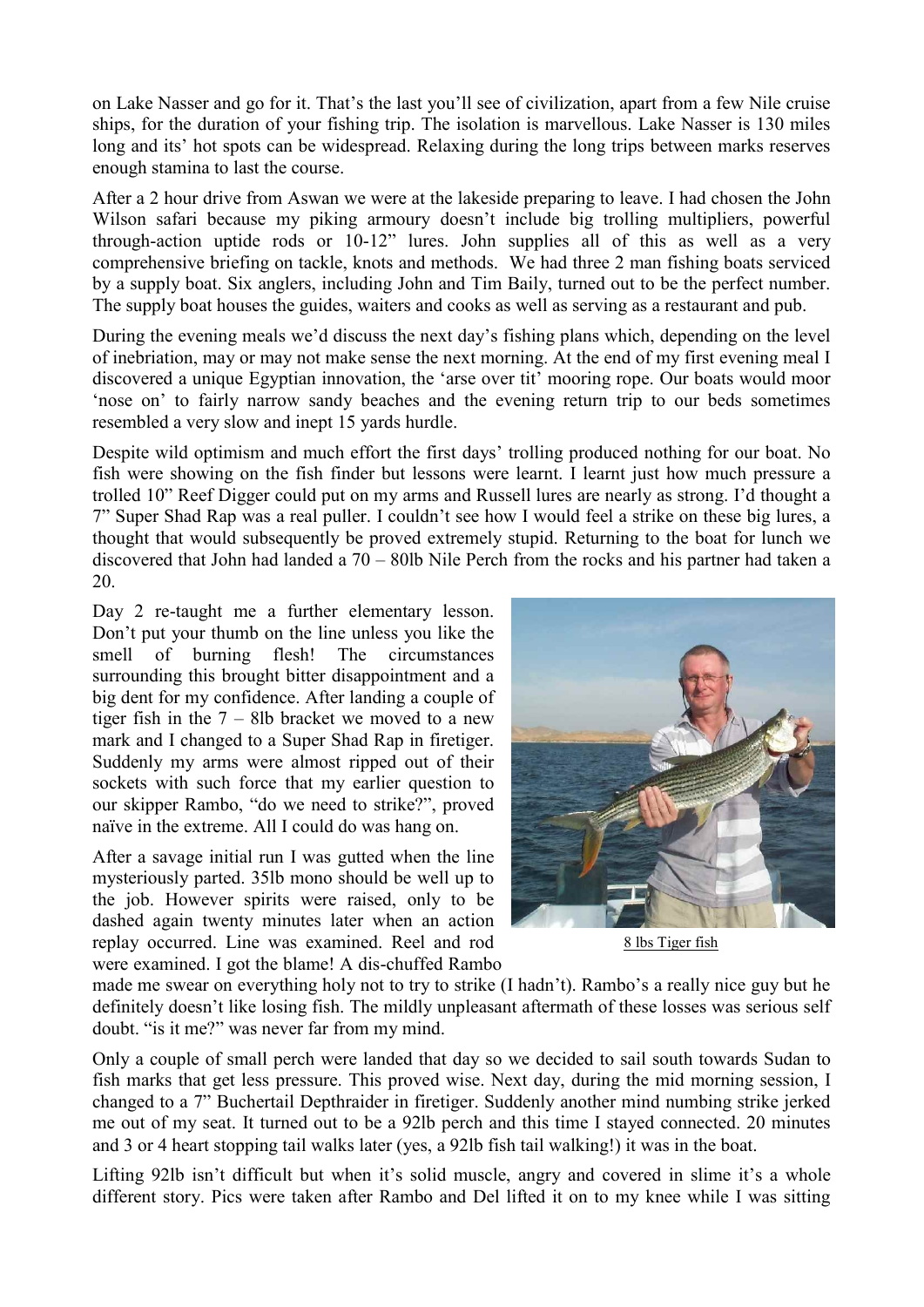on Lake Nasser and go for it. That's the last you'll see of civilization, apart from a few Nile cruise ships, for the duration of your fishing trip. The isolation is marvellous. Lake Nasser is 130 miles long and its' hot spots can be widespread. Relaxing during the long trips between marks reserves enough stamina to last the course.

After a 2 hour drive from Aswan we were at the lakeside preparing to leave. I had chosen the John Wilson safari because my piking armoury doesn't include big trolling multipliers, powerful through-action uptide rods or 10-12" lures. John supplies all of this as well as a very comprehensive briefing on tackle, knots and methods. We had three 2 man fishing boats serviced by a supply boat. Six anglers, including John and Tim Baily, turned out to be the perfect number. The supply boat houses the guides, waiters and cooks as well as serving as a restaurant and pub.

During the evening meals we'd discuss the next day's fishing plans which, depending on the level of inebriation, may or may not make sense the next morning. At the end of my first evening meal I discovered a unique Egyptian innovation, the 'arse over tit' mooring rope. Our boats would moor 'nose on' to fairly narrow sandy beaches and the evening return trip to our beds sometimes resembled a very slow and inept 15 yards hurdle.

Despite wild optimism and much effort the first days' trolling produced nothing for our boat. No fish were showing on the fish finder but lessons were learnt. I learnt just how much pressure a trolled 10" Reef Digger could put on my arms and Russell lures are nearly as strong. I'd thought a 7" Super Shad Rap was a real puller. I couldn't see how I would feel a strike on these big lures, a thought that would subsequently be proved extremely stupid. Returning to the boat for lunch we discovered that John had landed a 70 – 80lb Nile Perch from the rocks and his partner had taken a 20.

Day 2 re-taught me a further elementary lesson. Don't put your thumb on the line unless you like the smell of burning flesh! The circumstances surrounding this brought bitter disappointment and a big dent for my confidence. After landing a couple of tiger fish in the 7 – 8lb bracket we moved to a new mark and I changed to a Super Shad Rap in firetiger. Suddenly my arms were almost ripped out of their sockets with such force that my earlier question to our skipper Rambo, "do we need to strike?", proved naïve in the extreme. All I could do was hang on.

After a savage initial run I was gutted when the line mysteriously parted. 35lb mono should be well up to the job. However spirits were raised, only to be dashed again twenty minutes later when an action replay occurred. Line was examined. Reel and rod were examined. I got the blame! A dis-chuffed Rambo made me swear on everything holy not to try to strike (I hadn't). Rambo's a really nice guy but he definitely doesn't like losing fish. The mildly unpleasant aftermath of these losses was serious self doubt. "is it me?" was never far from my mind.

8 lbs Tiger fish

Only a couple of small perch were landed that day so we decided to sail south towards Sudan to fish marks that get less pressure. This proved wise. Next day, during the mid morning session, I changed to a 7" Buchertail Depthraider in firetiger. Suddenly another mind numbing strike jerked me out of my seat. It turned out to be a 92lb perch and this time I stayed connected. 20 minutes and 3 or 4 heart stopping tail walks later (yes, a 92lb fish tail walking!) it was in the boat.

Lifting 92lb isn't difficult but when it's solid muscle, angry and covered in slime it's a whole different story. Pics were taken after Rambo and Del lifted it on to my knee while I was sitting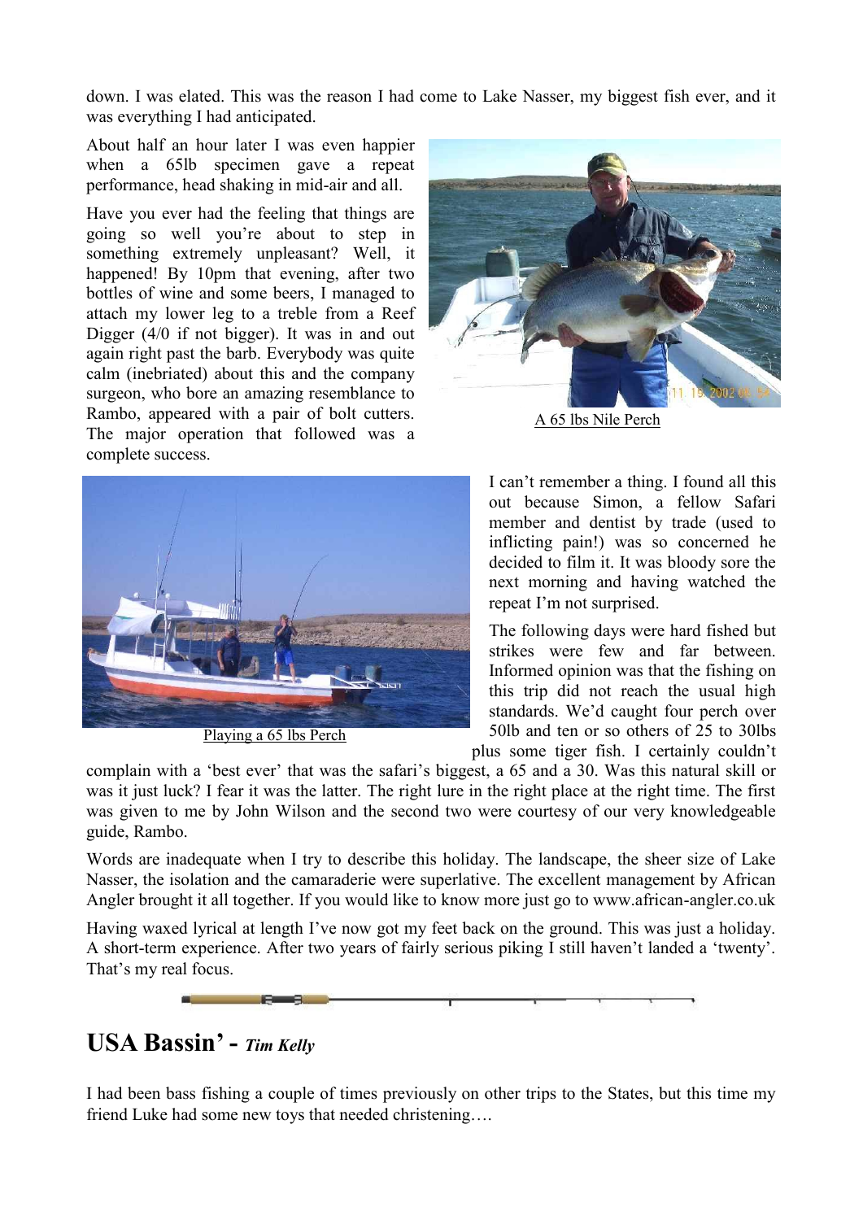down. I was elated. This was the reason I had come to Lake Nasser, my biggest fish ever, and it was everything I had anticipated.

About half an hour later I was even happier when a 65lb specimen gave a repeat performance, head shaking in mid-air and all.

Have you ever had the feeling that things are going so well you're about to step in something extremely unpleasant? Well, it happened! By 10pm that evening, after two bottles of wine and some beers, I managed to attach my lower leg to a treble from a Reef Digger (4/0 if not bigger). It was in and out again right past the barb. Everybody was quite calm (inebriated) about this and the company surgeon, who bore an amazing resemblance to Rambo, appeared with a pair of bolt cutters. The major operation that followed was a complete success.

A 65 lbs Nile Perch

Playing a 65 lbs Perch

I can't remember a thing. I found all this out because Simon, a fellow Safari member and dentist by trade (used to inflicting pain!) was so concerned he decided to film it. It was bloody sore the next morning and having watched the repeat I'm not surprised.

The following days were hard fished but strikes were few and far between. Informed opinion was that the fishing on this trip did not reach the usual high standards. We'd caught four perch over 50lb and ten or so others of 25 to 30lbs plus some tiger fish. I certainly couldn't complain with a 'best ever' that was the safari's biggest, a 65 and a 30. Was this natural skill or was it just luck? I fear it was the latter. The right lure in the right place at the right time. The first was given to me by John Wilson and the second two were courtesy of our very knowledgeable guide, Rambo.

Words are inadequate when I try to describe this holiday. The landscape, the sheer size of Lake Nasser, the isolation and the camaraderie were superlative. The excellent management by African Angler brought it all together. If you would like to know more just go to www.african-angler.co.uk

Having waxed lyrical at length I've now got my feet back on the ground. This was just a holiday. A short-term experience. After two years of fairly serious piking I still haven't landed a 'twenty'. That's my real focus.

## USA Bassin' - *Tim Kelly*

I had been bass fishing a couple of times previously on other trips to the States, but this time my friend Luke had some new toys that needed christening….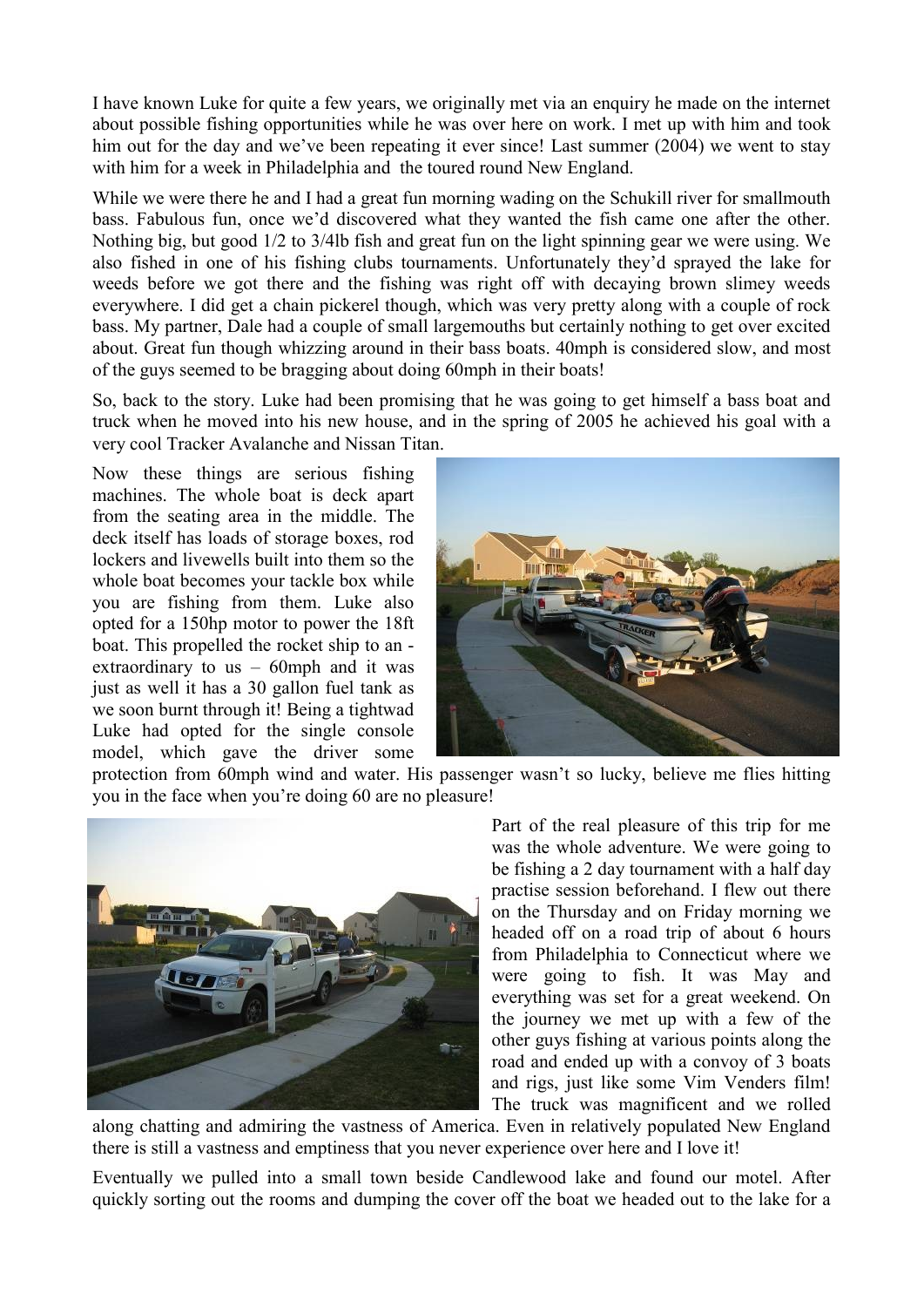I have known Luke for quite a few years, we originally met via an enquiry he made on the internet about possible fishing opportunities while he was over here on work. I met up with him and took him out for the day and we've been repeating it ever since! Last summer (2004) we went to stay with him for a week in Philadelphia and the toured round New England.

While we were there he and I had a great fun morning wading on the Schukill river for smallmouth bass. Fabulous fun, once we'd discovered what they wanted the fish came one after the other. Nothing big, but good 1/2 to 3/4lb fish and great fun on the light spinning gear we were using. We also fished in one of his fishing clubs tournaments. Unfortunately they'd sprayed the lake for weeds before we got there and the fishing was right off with decaying brown slimey weeds everywhere. I did get a chain pickerel though, which was very pretty along with a couple of rock bass. My partner, Dale had a couple of small largemouths but certainly nothing to get over excited about. Great fun though whizzing around in their bass boats. 40mph is considered slow, and most of the guys seemed to be bragging about doing 60mph in their boats!

So, back to the story. Luke had been promising that he was going to get himself a bass boat and truck when he moved into his new house, and in the spring of 2005 he achieved his goal with a very cool Tracker Avalanche and Nissan Titan.

Now these things are serious fishing machines. The whole boat is deck apart from the seating area in the middle. The deck itself has loads of storage boxes, rod lockers and livewells built into them so the whole boat becomes your tackle box while you are fishing from them. Luke also opted for a 150hp motor to power the 18ft boat. This propelled the rocket ship to an - extraordinary to us – 60mph and it was just as well it has a 30 gallon fuel tank as we soon burnt through it! Being a tightwad Luke had opted for the single console model, which gave the driver some protection from 60mph wind and water. His passenger wasn't so lucky, believe me flies hitting you in the face when you're doing 60 are no pleasure!

Part of the real pleasure of this trip for me was the whole adventure. We were going to be fishing a 2 day tournament with a half day practise session beforehand. I flew out there on the Thursday and on Friday morning we headed off on a road trip of about 6 hours from Philadelphia to Connecticut where we were going to fish. It was May and everything was set for a great weekend. On the journey we met up with a few of the other guys fishing at various points along the road and ended up with a convoy of 3 boats and rigs, just like some Vim Venders film! The truck was magnificent and we rolled along chatting and admiring the vastness of America. Even in relatively populated New England there is still a vastness and emptiness that you never experience over here and I love it!

Eventually we pulled into a small town beside Candlewood lake and found our motel. After quickly sorting out the rooms and dumping the cover off the boat we headed out to the lake for a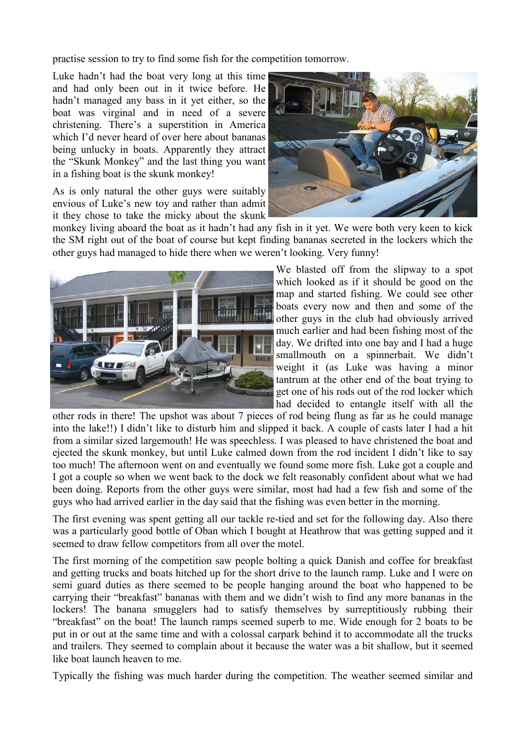practise session to try to find some fish for the competition tomorrow.

Luke hadn't had the boat very long at this time and had only been out in it twice before. He hadn't managed any bass in it yet either, so the boat was virginal and in need of a severe christening. There's a superstition in America which I'd never heard of over here about bananas being unlucky in boats. Apparently they attract the "Skunk Monkey" and the last thing you want in a fishing boat is the skunk monkey!

As is only natural the other guys were suitably envious of Luke's new toy and rather than admit it they chose to take the micky about the skunk monkey living aboard the boat as it hadn't had any fish in it yet. We were both very keen to kick the SM right out of the boat of course but kept finding bananas secreted in the lockers which the other guys had managed to hide there when we weren't looking. Very funny!

We blasted off from the slipway to a spot which looked as if it should be good on the map and started fishing. We could see other boats every now and then and some of the other guys in the club had obviously arrived much earlier and had been fishing most of the day. We drifted into one bay and I had a huge smallmouth on a spinnerbait. We didn't weight it (as Luke was having a minor tantrum at the other end of the boat trying to get one of his rods out of the rod locker which had decided to entangle itself with all the other rods in there! The upshot was about 7 pieces of rod being flung as far as he could manage into the lake!!) I didn't like to disturb him and slipped it back. A couple of casts later I had a hit from a similar sized largemouth! He was speechless. I was pleased to have christened the boat and ejected the skunk monkey, but until Luke calmed down from the rod incident I didn't like to say too much! The afternoon went on and eventually we found some more fish. Luke got a couple and I got a couple so when we went back to the dock we felt reasonably confident about what we had been doing. Reports from the other guys were similar, most had had a few fish and some of the guys who had arrived earlier in the day said that the fishing was even better in the morning.

The first evening was spent getting all our tackle re-tied and set for the following day. Also there was a particularly good bottle of Oban which I bought at Heathrow that was getting supped and it seemed to draw fellow competitors from all over the motel.

The first morning of the competition saw people bolting a quick Danish and coffee for breakfast and getting trucks and boats hitched up for the short drive to the launch ramp. Luke and I were on semi guard duties as there seemed to be people hanging around the boat who happened to be carrying their "breakfast" bananas with them and we didn't wish to find any more bananas in the lockers! The banana smugglers had to satisfy themselves by surreptitiously rubbing their "breakfast" on the boat! The launch ramps seemed superb to me. Wide enough for 2 boats to be put in or out at the same time and with a colossal carpark behind it to accommodate all the trucks and trailers. They seemed to complain about it because the water was a bit shallow, but it seemed like boat launch heaven to me.

Typically the fishing was much harder during the competition. The weather seemed similar and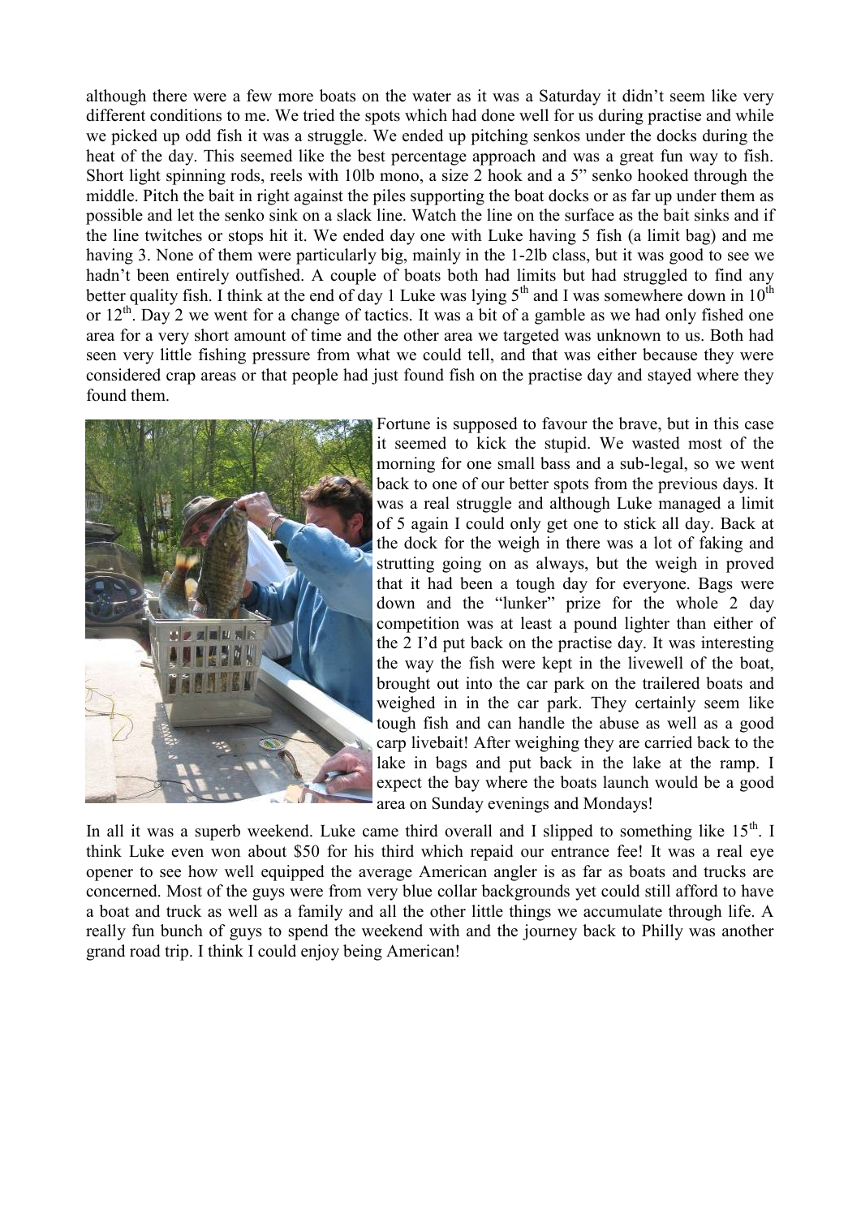although there were a few more boats on the water as it was a Saturday it didn't seem like very different conditions to me. We tried the spots which had done well for us during practise and while we picked up odd fish it was a struggle. We ended up pitching senkos under the docks during the heat of the day. This seemed like the best percentage approach and was a great fun way to fish. Short light spinning rods, reels with 10lb mono, a size 2 hook and a 5" senko hooked through the middle. Pitch the bait in right against the piles supporting the boat docks or as far up under them as possible and let the senko sink on a slack line. Watch the line on the surface as the bait sinks and if the line twitches or stops hit it. We ended day one with Luke having 5 fish (a limit bag) and me having 3. None of them were particularly big, mainly in the 1-2lb class, but it was good to see we hadn't been entirely outfished. A couple of boats both had limits but had struggled to find any better quality fish. I think at the end of day 1 Luke was lying 5th and I was somewhere down in 10th or 12th. Day 2 we went for a change of tactics. It was a bit of a gamble as we had only fished one area for a very short amount of time and the other area we targeted was unknown to us. Both had seen very little fishing pressure from what we could tell, and that was either because they were considered crap areas or that people had just found fish on the practise day and stayed where they found them.

Fortune is supposed to favour the brave, but in this case it seemed to kick the stupid. We wasted most of the morning for one small bass and a sub-legal, so we went back to one of our better spots from the previous days. It was a real struggle and although Luke managed a limit of 5 again I could only get one to stick all day. Back at the dock for the weigh in there was a lot of faking and strutting going on as always, but the weigh in proved that it had been a tough day for everyone. Bags were down and the "lunker" prize for the whole 2 day competition was at least a pound lighter than either of the 2 I'd put back on the practise day. It was interesting the way the fish were kept in the livewell of the boat, brought out into the car park on the trailered boats and weighed in in the car park. They certainly seem like tough fish and can handle the abuse as well as a good carp livebait! After weighing they are carried back to the lake in bags and put back in the lake at the ramp. I expect the bay where the boats launch would be a good area on Sunday evenings and Mondays!

In all it was a superb weekend. Luke came third overall and I slipped to something like 15th. I think Luke even won about $50 for his third which repaid our entrance fee! It was a real eye opener to see how well equipped the average American angler is as far as boats and trucks are concerned. Most of the guys were from very blue collar backgrounds yet could still afford to have a boat and truck as well as a family and all the other little things we accumulate through life. A really fun bunch of guys to spend the weekend with and the journey back to Philly was another grand road trip. I think I could enjoy being American!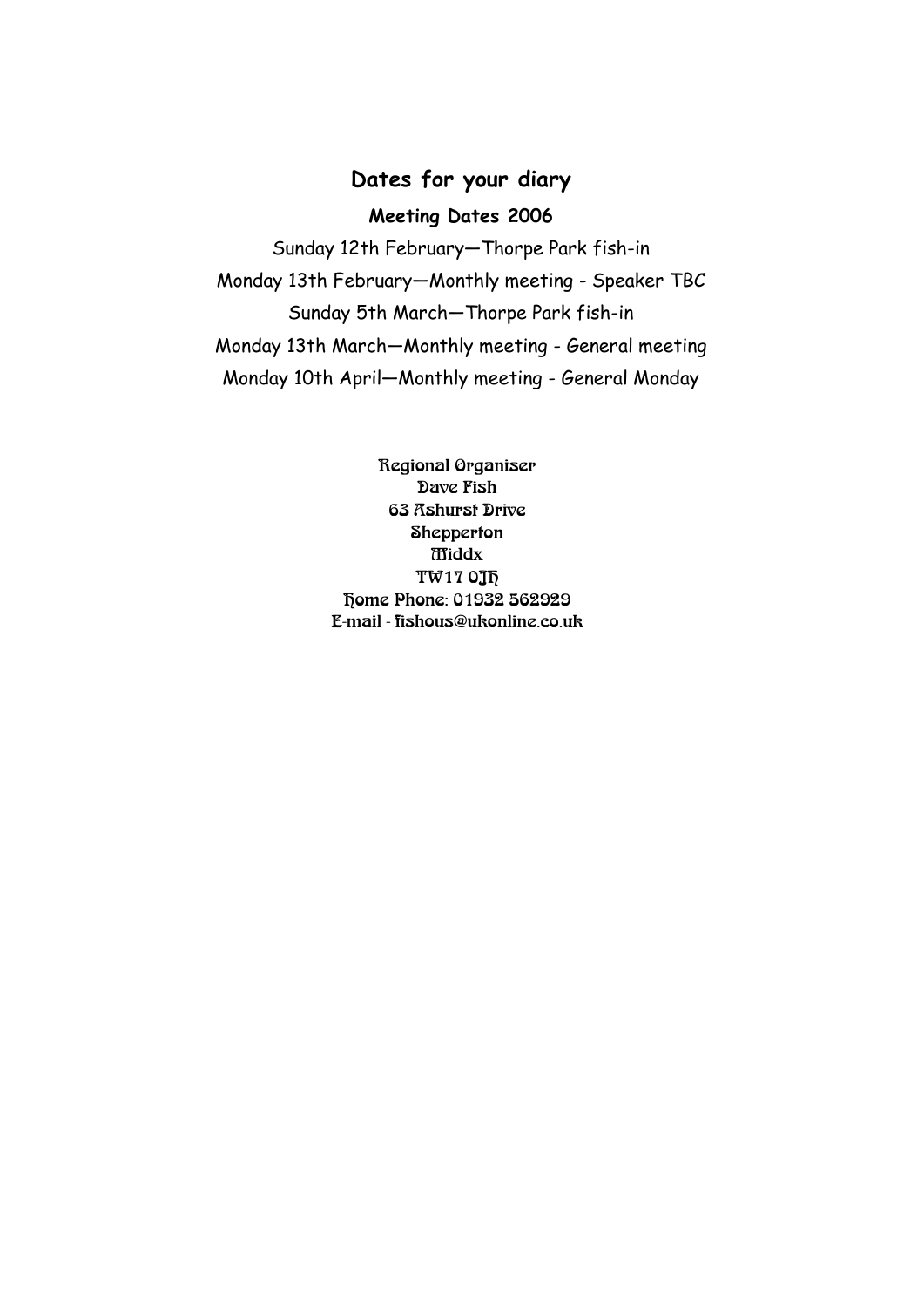## Dates for your diary

### Meeting Dates 2006

Sunday 12th February—Thorpe Park fish-in

Monday 13th February—Monthly meeting - Speaker TBC

Sunday 5th March—Thorpe Park fish-in

Monday 13th March—Monthly meeting - General meeting

Monday 10th April—Monthly meeting - General Monday

Regional Organiser
Dave Fish
63 Ashurst Drive
Shepperton
Middx
TW17 0JH
Home Phone: 01932 562929
E-mail - fishous@ukonline.co.uk